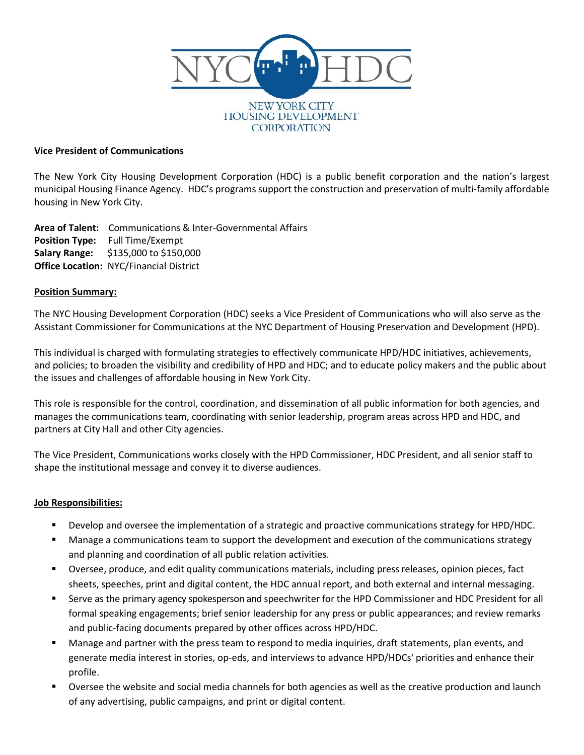NYC HDC

NEW YORK CITY HOUSING DEVELOPMENT CORPORATION

**Vice President of Communications**

The New York City Housing Development Corporation (HDC) is a public benefit corporation and the nation's largest municipal Housing Finance Agency. HDC's programs support the construction and preservation of multi-family affordable housing in New York City.

**Area of Talent:** Communications & Inter-Governmental Affairs
**Position Type:** Full Time/Exempt
**Salary Range:** $135,000 to $150,000
**Office Location:** NYC/Financial District

**Position Summary:**

The NYC Housing Development Corporation (HDC) seeks a Vice President of Communications who will also serve as the Assistant Commissioner for Communications at the NYC Department of Housing Preservation and Development (HPD).

This individual is charged with formulating strategies to effectively communicate HPD/HDC initiatives, achievements, and policies; to broaden the visibility and credibility of HPD and HDC; and to educate policy makers and the public about the issues and challenges of affordable housing in New York City.

This role is responsible for the control, coordination, and dissemination of all public information for both agencies, and manages the communications team, coordinating with senior leadership, program areas across HPD and HDC, and partners at City Hall and other City agencies.

The Vice President, Communications works closely with the HPD Commissioner, HDC President, and all senior staff to shape the institutional message and convey it to diverse audiences.

**Job Responsibilities:**

- Develop and oversee the implementation of a strategic and proactive communications strategy for HPD/HDC.
- Manage a communications team to support the development and execution of the communications strategy and planning and coordination of all public relation activities.
- Oversee, produce, and edit quality communications materials, including press releases, opinion pieces, fact sheets, speeches, print and digital content, the HDC annual report, and both external and internal messaging.
- Serve as the primary agency spokesperson and speechwriter for the HPD Commissioner and HDC President for all formal speaking engagements; brief senior leadership for any press or public appearances; and review remarks and public-facing documents prepared by other offices across HPD/HDC.
- Manage and partner with the press team to respond to media inquiries, draft statements, plan events, and generate media interest in stories, op-eds, and interviews to advance HPD/HDCs' priorities and enhance their profile.
- Oversee the website and social media channels for both agencies as well as the creative production and launch of any advertising, public campaigns, and print or digital content.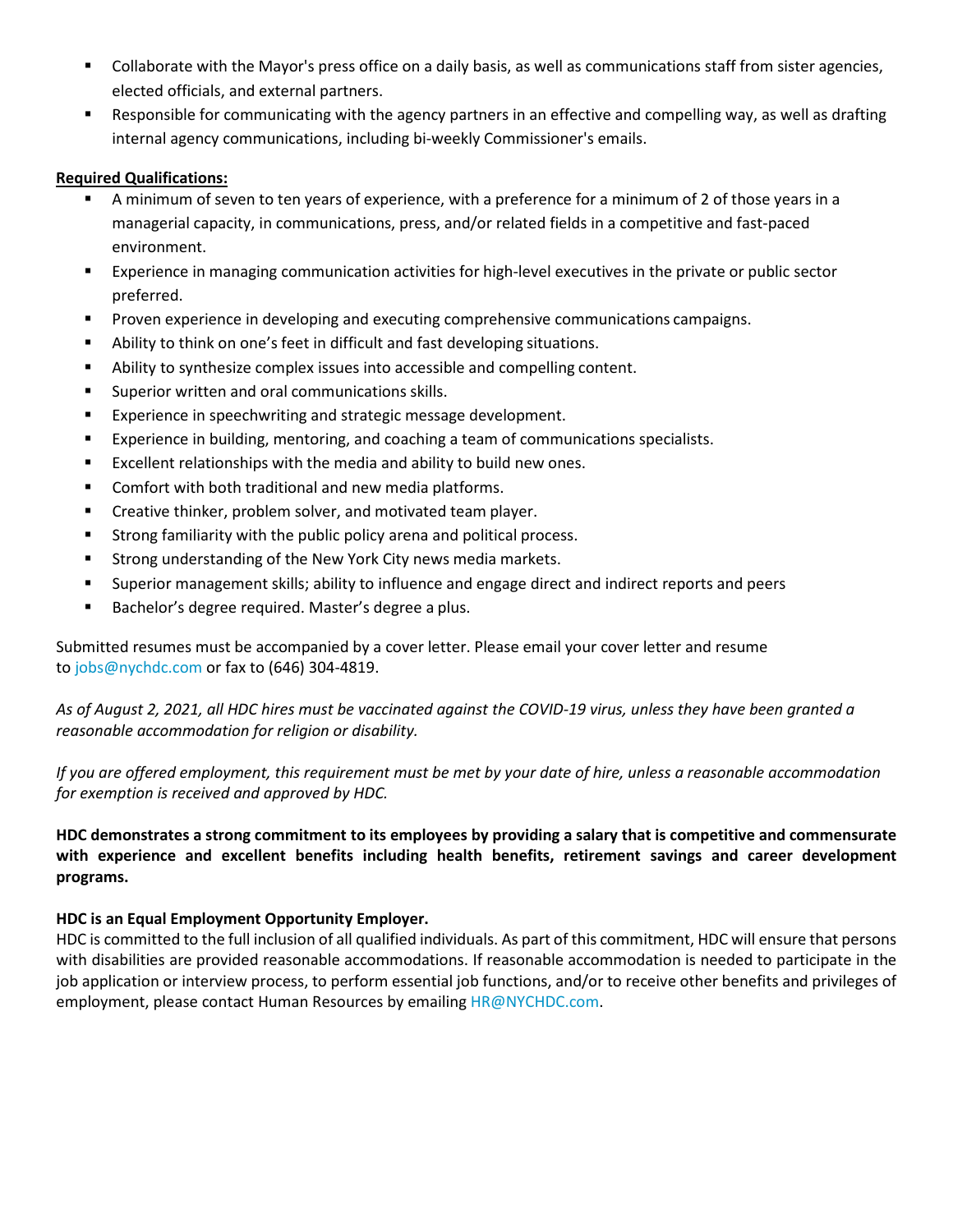- Collaborate with the Mayor's press office on a daily basis, as well as communications staff from sister agencies, elected officials, and external partners.
- Responsible for communicating with the agency partners in an effective and compelling way, as well as drafting internal agency communications, including bi-weekly Commissioner's emails.

**Required Qualifications:**

- A minimum of seven to ten years of experience, with a preference for a minimum of 2 of those years in a managerial capacity, in communications, press, and/or related fields in a competitive and fast-paced environment.
- Experience in managing communication activities for high-level executives in the private or public sector preferred.
- Proven experience in developing and executing comprehensive communications campaigns.
- Ability to think on one's feet in difficult and fast developing situations.
- Ability to synthesize complex issues into accessible and compelling content.
- Superior written and oral communications skills.
- Experience in speechwriting and strategic message development.
- Experience in building, mentoring, and coaching a team of communications specialists.
- Excellent relationships with the media and ability to build new ones.
- Comfort with both traditional and new media platforms.
- Creative thinker, problem solver, and motivated team player.
- Strong familiarity with the public policy arena and political process.
- Strong understanding of the New York City news media markets.
- Superior management skills; ability to influence and engage direct and indirect reports and peers
- Bachelor's degree required. Master's degree a plus.

Submitted resumes must be accompanied by a cover letter. Please email your cover letter and resume to jobs@nychdc.com or fax to (646) 304-4819.

*As of August 2, 2021, all HDC hires must be vaccinated against the COVID-19 virus, unless they have been granted a reasonable accommodation for religion or disability.*

*If you are offered employment, this requirement must be met by your date of hire, unless a reasonable accommodation for exemption is received and approved by HDC.*

**HDC demonstrates a strong commitment to its employees by providing a salary that is competitive and commensurate with experience and excellent benefits including health benefits, retirement savings and career development programs.**

**HDC is an Equal Employment Opportunity Employer.**
HDC is committed to the full inclusion of all qualified individuals. As part of this commitment, HDC will ensure that persons with disabilities are provided reasonable accommodations. If reasonable accommodation is needed to participate in the job application or interview process, to perform essential job functions, and/or to receive other benefits and privileges of employment, please contact Human Resources by emailing HR@NYCHDC.com.